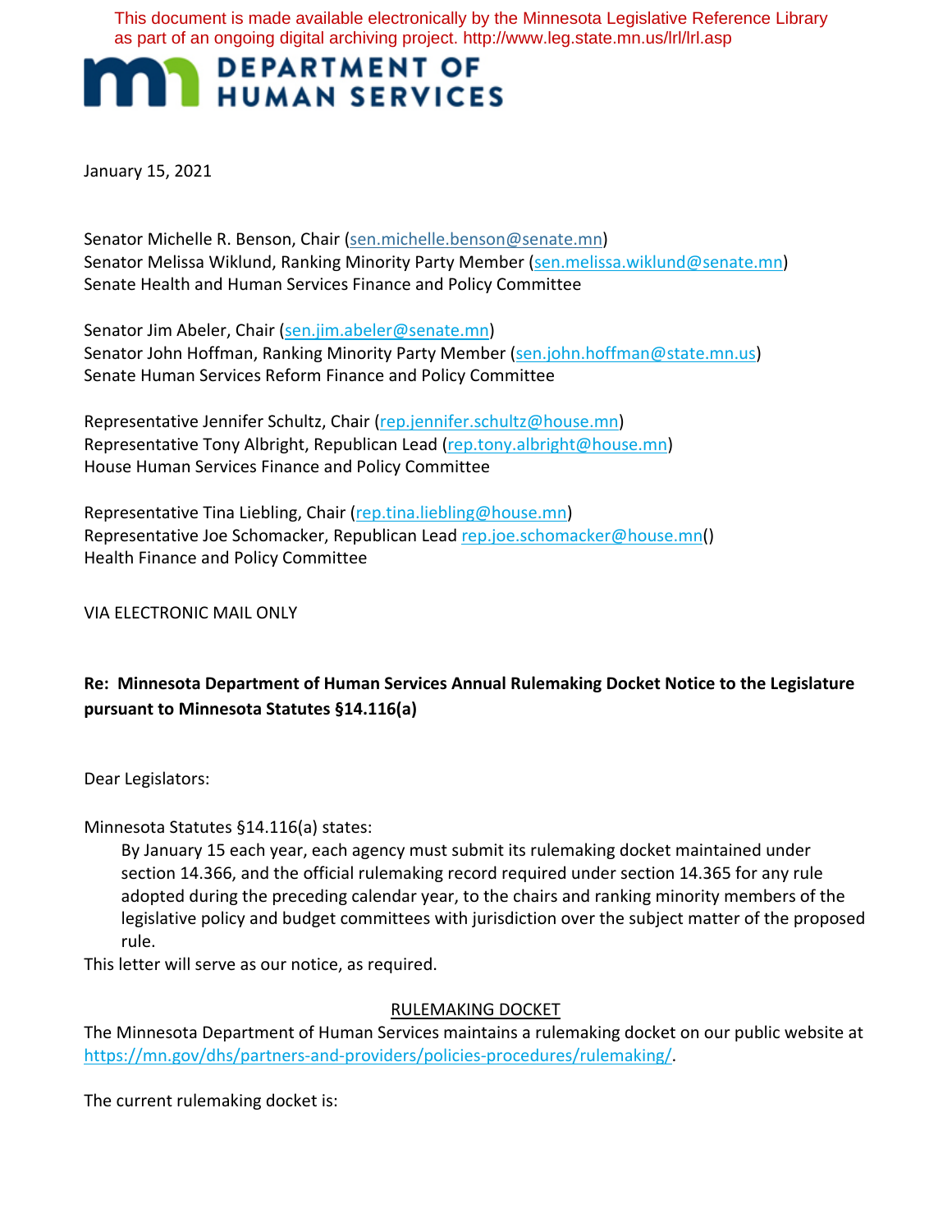This document is made available electronically by the Minnesota Legislative Reference Library as part of an ongoing digital archiving project. http://www.leg.state.mn.us/lrl/lrl.asp

# DEPARTMENT OF HUMAN SERVICES

January 15, 2021

Senator Michelle R. Benson, Chair (sen.michelle.benson@senate.mn)
Senator Melissa Wiklund, Ranking Minority Party Member (sen.melissa.wiklund@senate.mn)
Senate Health and Human Services Finance and Policy Committee

Senator Jim Abeler, Chair (sen.jim.abeler@senate.mn)
Senator John Hoffman, Ranking Minority Party Member (sen.john.hoffman@state.mn.us)
Senate Human Services Reform Finance and Policy Committee

Representative Jennifer Schultz, Chair (rep.jennifer.schultz@house.mn)
Representative Tony Albright, Republican Lead (rep.tony.albright@house.mn)
House Human Services Finance and Policy Committee

Representative Tina Liebling, Chair (rep.tina.liebling@house.mn)
Representative Joe Schomacker, Republican Lead rep.joe.schomacker@house.mn()
Health Finance and Policy Committee

VIA ELECTRONIC MAIL ONLY

**Re: Minnesota Department of Human Services Annual Rulemaking Docket Notice to the Legislature pursuant to Minnesota Statutes §14.116(a)**

Dear Legislators:

Minnesota Statutes §14.116(a) states:

> By January 15 each year, each agency must submit its rulemaking docket maintained under section 14.366, and the official rulemaking record required under section 14.365 for any rule adopted during the preceding calendar year, to the chairs and ranking minority members of the legislative policy and budget committees with jurisdiction over the subject matter of the proposed rule.

This letter will serve as our notice, as required.

## RULEMAKING DOCKET

The Minnesota Department of Human Services maintains a rulemaking docket on our public website at https://mn.gov/dhs/partners-and-providers/policies-procedures/rulemaking/.

The current rulemaking docket is: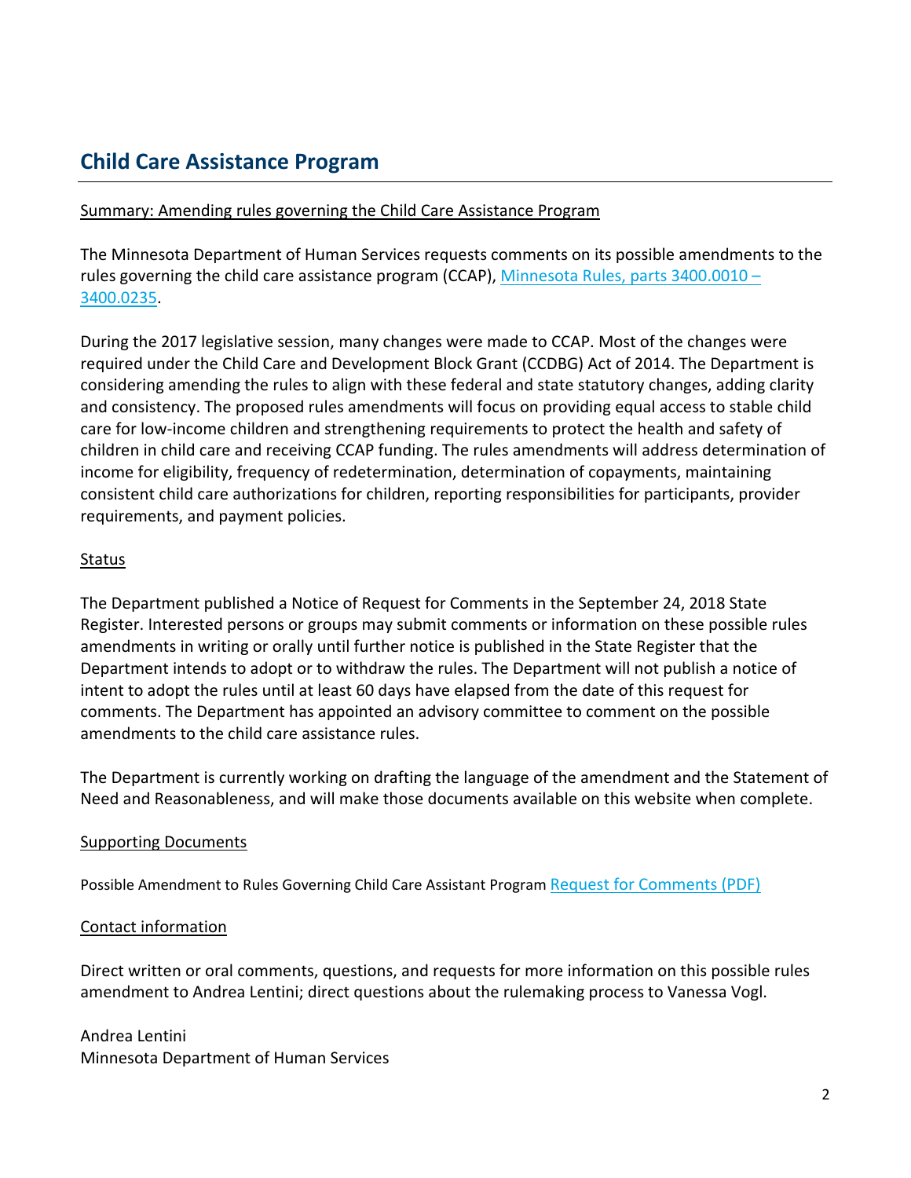## Child Care Assistance Program

Summary: Amending rules governing the Child Care Assistance Program

The Minnesota Department of Human Services requests comments on its possible amendments to the rules governing the child care assistance program (CCAP), [Minnesota Rules, parts 3400.0010 – 3400.0235](#).

During the 2017 legislative session, many changes were made to CCAP. Most of the changes were required under the Child Care and Development Block Grant (CCDBG) Act of 2014. The Department is considering amending the rules to align with these federal and state statutory changes, adding clarity and consistency. The proposed rules amendments will focus on providing equal access to stable child care for low-income children and strengthening requirements to protect the health and safety of children in child care and receiving CCAP funding. The rules amendments will address determination of income for eligibility, frequency of redetermination, determination of copayments, maintaining consistent child care authorizations for children, reporting responsibilities for participants, provider requirements, and payment policies.

Status

The Department published a Notice of Request for Comments in the September 24, 2018 State Register. Interested persons or groups may submit comments or information on these possible rules amendments in writing or orally until further notice is published in the State Register that the Department intends to adopt or to withdraw the rules. The Department will not publish a notice of intent to adopt the rules until at least 60 days have elapsed from the date of this request for comments. The Department has appointed an advisory committee to comment on the possible amendments to the child care assistance rules.

The Department is currently working on drafting the language of the amendment and the Statement of Need and Reasonableness, and will make those documents available on this website when complete.

Supporting Documents

Possible Amendment to Rules Governing Child Care Assistant Program [Request for Comments (PDF)](#)

Contact information

Direct written or oral comments, questions, and requests for more information on this possible rules amendment to Andrea Lentini; direct questions about the rulemaking process to Vanessa Vogl.

Andrea Lentini
Minnesota Department of Human Services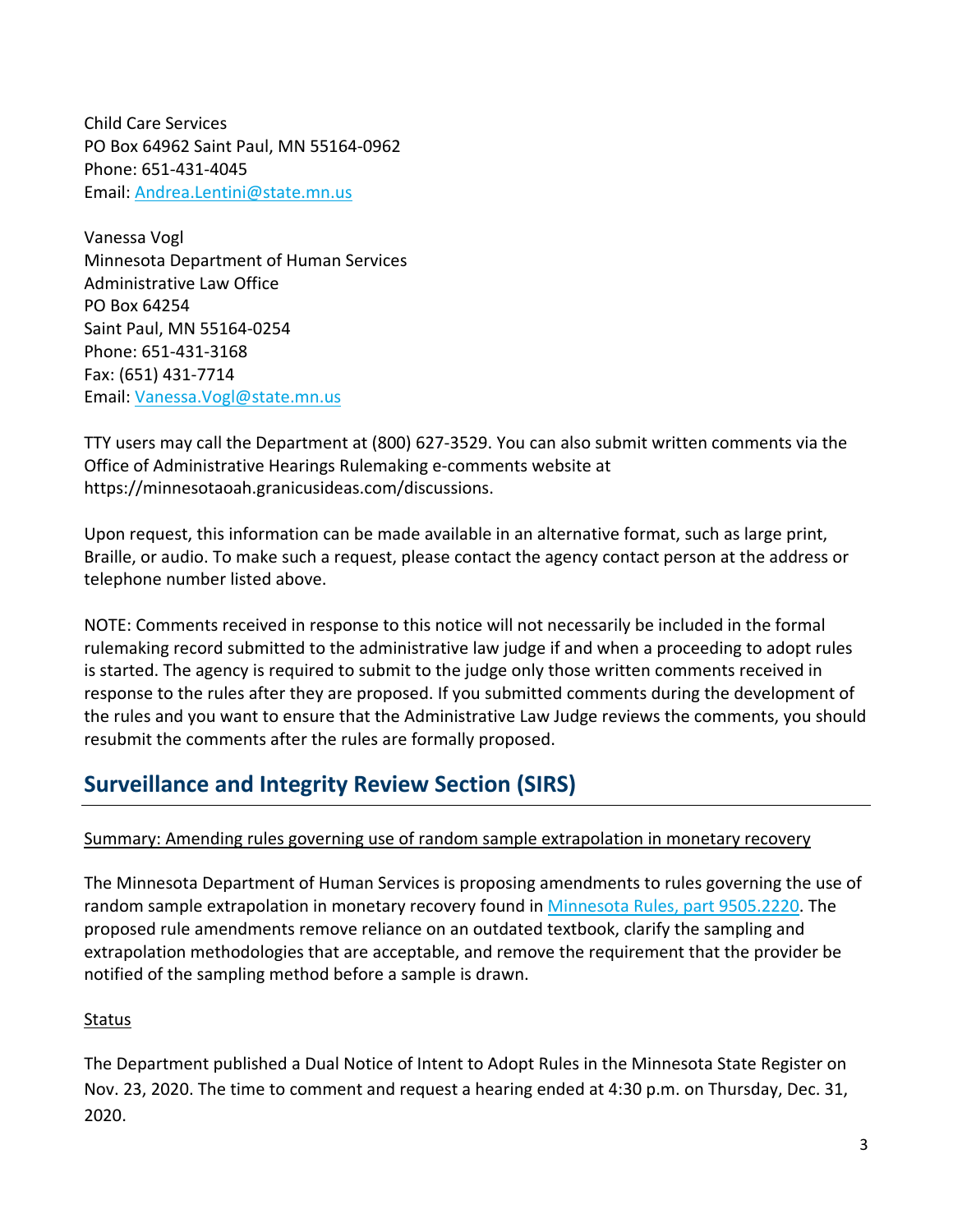Child Care Services
PO Box 64962 Saint Paul, MN 55164-0962
Phone: 651-431-4045
Email: [Andrea.Lentini@state.mn.us](mailto:Andrea.Lentini@state.mn.us)

Vanessa Vogl
Minnesota Department of Human Services
Administrative Law Office
PO Box 64254
Saint Paul, MN 55164-0254
Phone: 651-431-3168
Fax: (651) 431-7714
Email: [Vanessa.Vogl@state.mn.us](mailto:Vanessa.Vogl@state.mn.us)

TTY users may call the Department at (800) 627-3529. You can also submit written comments via the Office of Administrative Hearings Rulemaking e-comments website at https://minnesotaoah.granicusideas.com/discussions.

Upon request, this information can be made available in an alternative format, such as large print, Braille, or audio. To make such a request, please contact the agency contact person at the address or telephone number listed above.

NOTE: Comments received in response to this notice will not necessarily be included in the formal rulemaking record submitted to the administrative law judge if and when a proceeding to adopt rules is started. The agency is required to submit to the judge only those written comments received in response to the rules after they are proposed. If you submitted comments during the development of the rules and you want to ensure that the Administrative Law Judge reviews the comments, you should resubmit the comments after the rules are formally proposed.

## Surveillance and Integrity Review Section (SIRS)

Summary: Amending rules governing use of random sample extrapolation in monetary recovery

The Minnesota Department of Human Services is proposing amendments to rules governing the use of random sample extrapolation in monetary recovery found in Minnesota Rules, part 9505.2220. The proposed rule amendments remove reliance on an outdated textbook, clarify the sampling and extrapolation methodologies that are acceptable, and remove the requirement that the provider be notified of the sampling method before a sample is drawn.

Status

The Department published a Dual Notice of Intent to Adopt Rules in the Minnesota State Register on Nov. 23, 2020. The time to comment and request a hearing ended at 4:30 p.m. on Thursday, Dec. 31, 2020.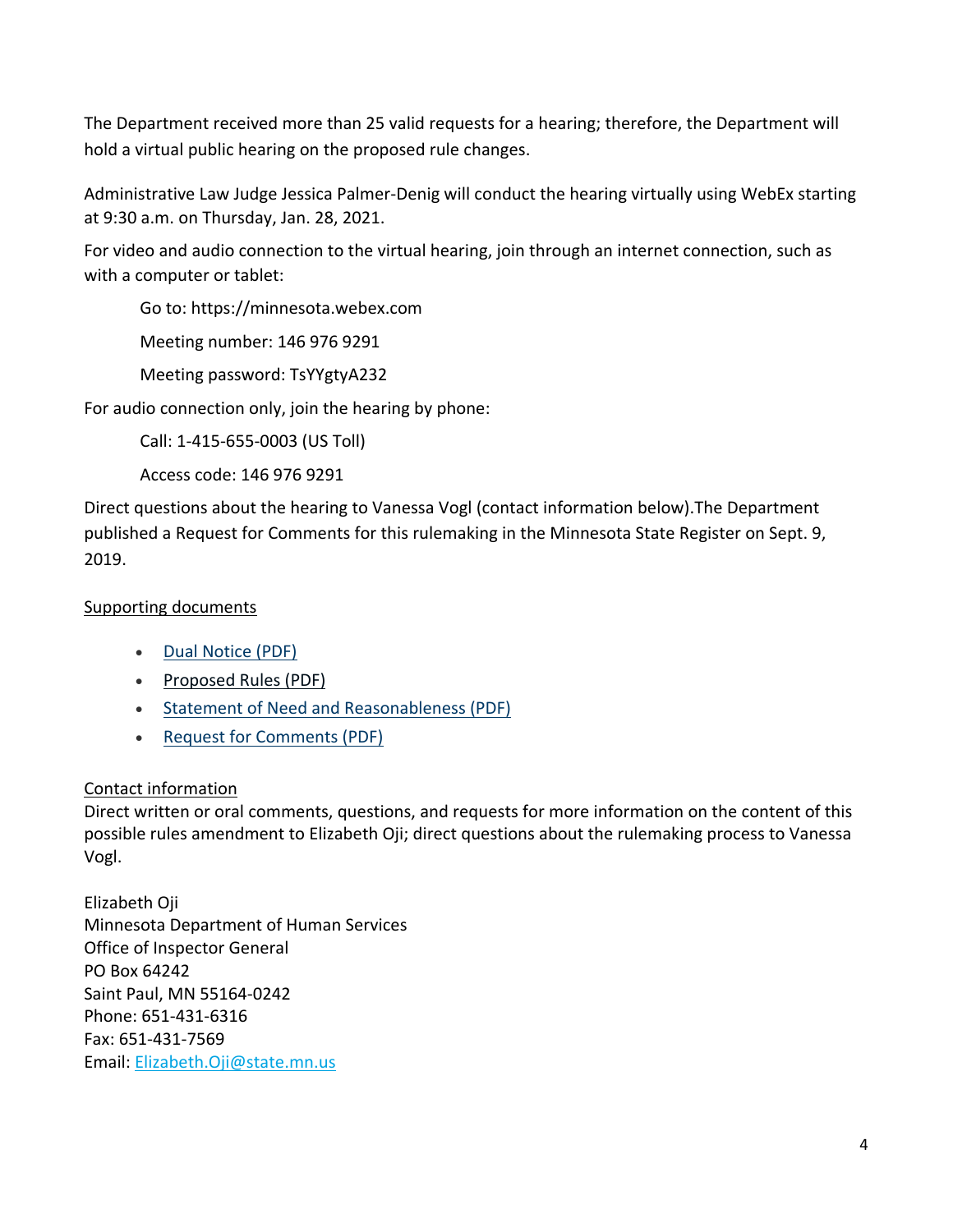The Department received more than 25 valid requests for a hearing; therefore, the Department will hold a virtual public hearing on the proposed rule changes.

Administrative Law Judge Jessica Palmer-Denig will conduct the hearing virtually using WebEx starting at 9:30 a.m. on Thursday, Jan. 28, 2021.

For video and audio connection to the virtual hearing, join through an internet connection, such as with a computer or tablet:

> Go to: https://minnesota.webex.com
>
> Meeting number: 146 976 9291
>
> Meeting password: TsYYgtyA232

For audio connection only, join the hearing by phone:

> Call: 1-415-655-0003 (US Toll)
>
> Access code: 146 976 9291

Direct questions about the hearing to Vanessa Vogl (contact information below).The Department published a Request for Comments for this rulemaking in the Minnesota State Register on Sept. 9, 2019.

Supporting documents

- Dual Notice (PDF)
- Proposed Rules (PDF)
- Statement of Need and Reasonableness (PDF)
- Request for Comments (PDF)

Contact information

Direct written or oral comments, questions, and requests for more information on the content of this possible rules amendment to Elizabeth Oji; direct questions about the rulemaking process to Vanessa Vogl.

Elizabeth Oji
Minnesota Department of Human Services
Office of Inspector General
PO Box 64242
Saint Paul, MN 55164-0242
Phone: 651-431-6316
Fax: 651-431-7569
Email: Elizabeth.Oji@state.mn.us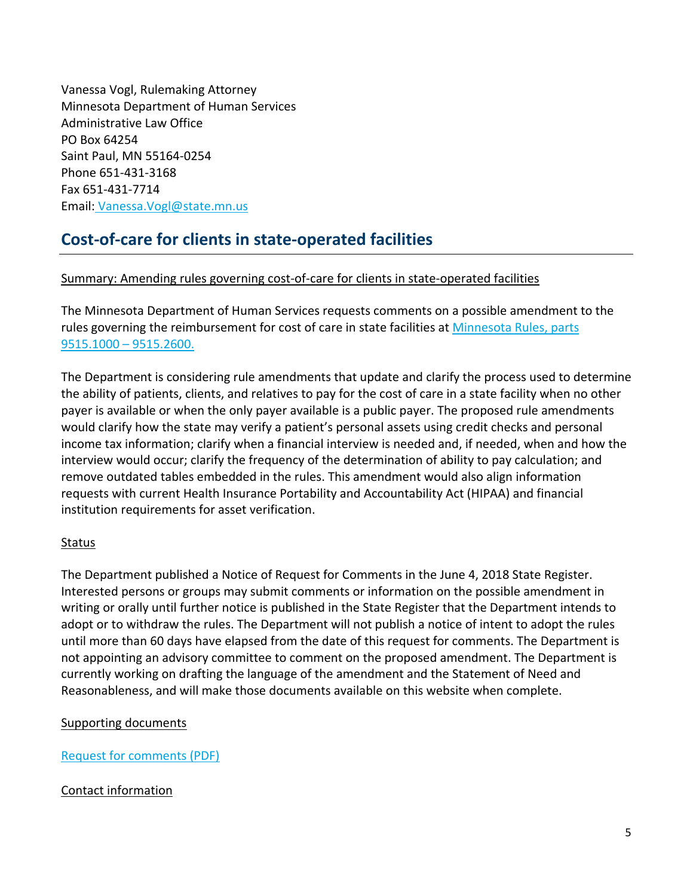Vanessa Vogl, Rulemaking Attorney
Minnesota Department of Human Services
Administrative Law Office
PO Box 64254
Saint Paul, MN 55164-0254
Phone 651-431-3168
Fax 651-431-7714
Email: Vanessa.Vogl@state.mn.us

## Cost-of-care for clients in state-operated facilities

Summary: Amending rules governing cost-of-care for clients in state-operated facilities

The Minnesota Department of Human Services requests comments on a possible amendment to the rules governing the reimbursement for cost of care in state facilities at Minnesota Rules, parts 9515.1000 – 9515.2600.

The Department is considering rule amendments that update and clarify the process used to determine the ability of patients, clients, and relatives to pay for the cost of care in a state facility when no other payer is available or when the only payer available is a public payer. The proposed rule amendments would clarify how the state may verify a patient's personal assets using credit checks and personal income tax information; clarify when a financial interview is needed and, if needed, when and how the interview would occur; clarify the frequency of the determination of ability to pay calculation; and remove outdated tables embedded in the rules. This amendment would also align information requests with current Health Insurance Portability and Accountability Act (HIPAA) and financial institution requirements for asset verification.

Status

The Department published a Notice of Request for Comments in the June 4, 2018 State Register. Interested persons or groups may submit comments or information on the possible amendment in writing or orally until further notice is published in the State Register that the Department intends to adopt or to withdraw the rules. The Department will not publish a notice of intent to adopt the rules until more than 60 days have elapsed from the date of this request for comments. The Department is not appointing an advisory committee to comment on the proposed amendment. The Department is currently working on drafting the language of the amendment and the Statement of Need and Reasonableness, and will make those documents available on this website when complete.

Supporting documents

Request for comments (PDF)

Contact information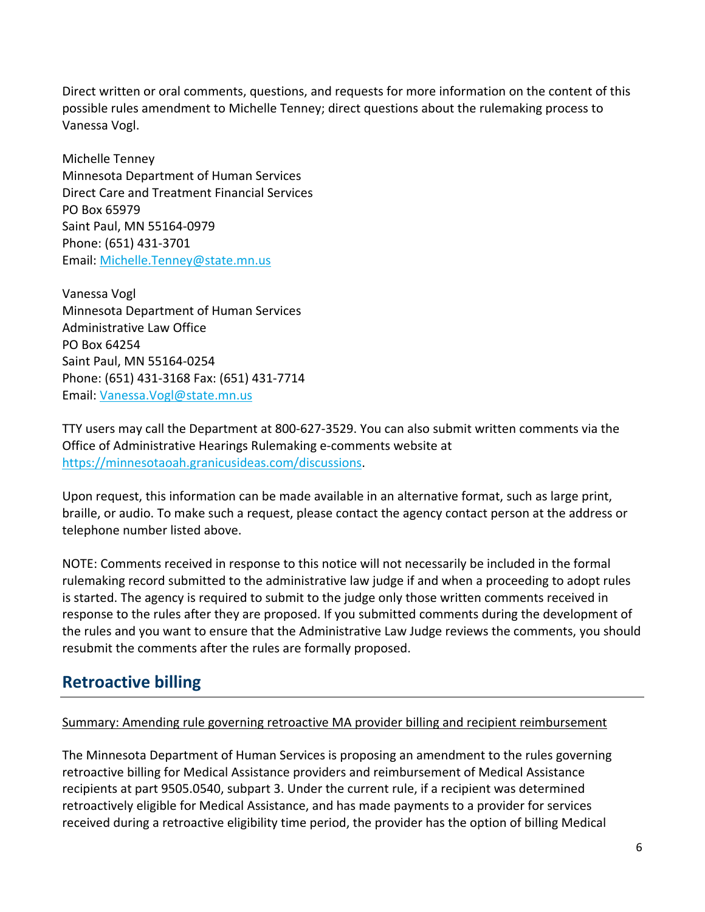Direct written or oral comments, questions, and requests for more information on the content of this possible rules amendment to Michelle Tenney; direct questions about the rulemaking process to Vanessa Vogl.

Michelle Tenney
Minnesota Department of Human Services
Direct Care and Treatment Financial Services
PO Box 65979
Saint Paul, MN 55164-0979
Phone: (651) 431-3701
Email: [Michelle.Tenney@state.mn.us](mailto:Michelle.Tenney@state.mn.us)

Vanessa Vogl
Minnesota Department of Human Services
Administrative Law Office
PO Box 64254
Saint Paul, MN 55164-0254
Phone: (651) 431-3168 Fax: (651) 431-7714
Email: [Vanessa.Vogl@state.mn.us](mailto:Vanessa.Vogl@state.mn.us)

TTY users may call the Department at 800-627-3529. You can also submit written comments via the Office of Administrative Hearings Rulemaking e-comments website at [https://minnesotaoah.granicusideas.com/discussions](https://minnesotaoah.granicusideas.com/discussions).

Upon request, this information can be made available in an alternative format, such as large print, braille, or audio. To make such a request, please contact the agency contact person at the address or telephone number listed above.

NOTE: Comments received in response to this notice will not necessarily be included in the formal rulemaking record submitted to the administrative law judge if and when a proceeding to adopt rules is started. The agency is required to submit to the judge only those written comments received in response to the rules after they are proposed. If you submitted comments during the development of the rules and you want to ensure that the Administrative Law Judge reviews the comments, you should resubmit the comments after the rules are formally proposed.

## Retroactive billing

Summary: Amending rule governing retroactive MA provider billing and recipient reimbursement

The Minnesota Department of Human Services is proposing an amendment to the rules governing retroactive billing for Medical Assistance providers and reimbursement of Medical Assistance recipients at part 9505.0540, subpart 3. Under the current rule, if a recipient was determined retroactively eligible for Medical Assistance, and has made payments to a provider for services received during a retroactive eligibility time period, the provider has the option of billing Medical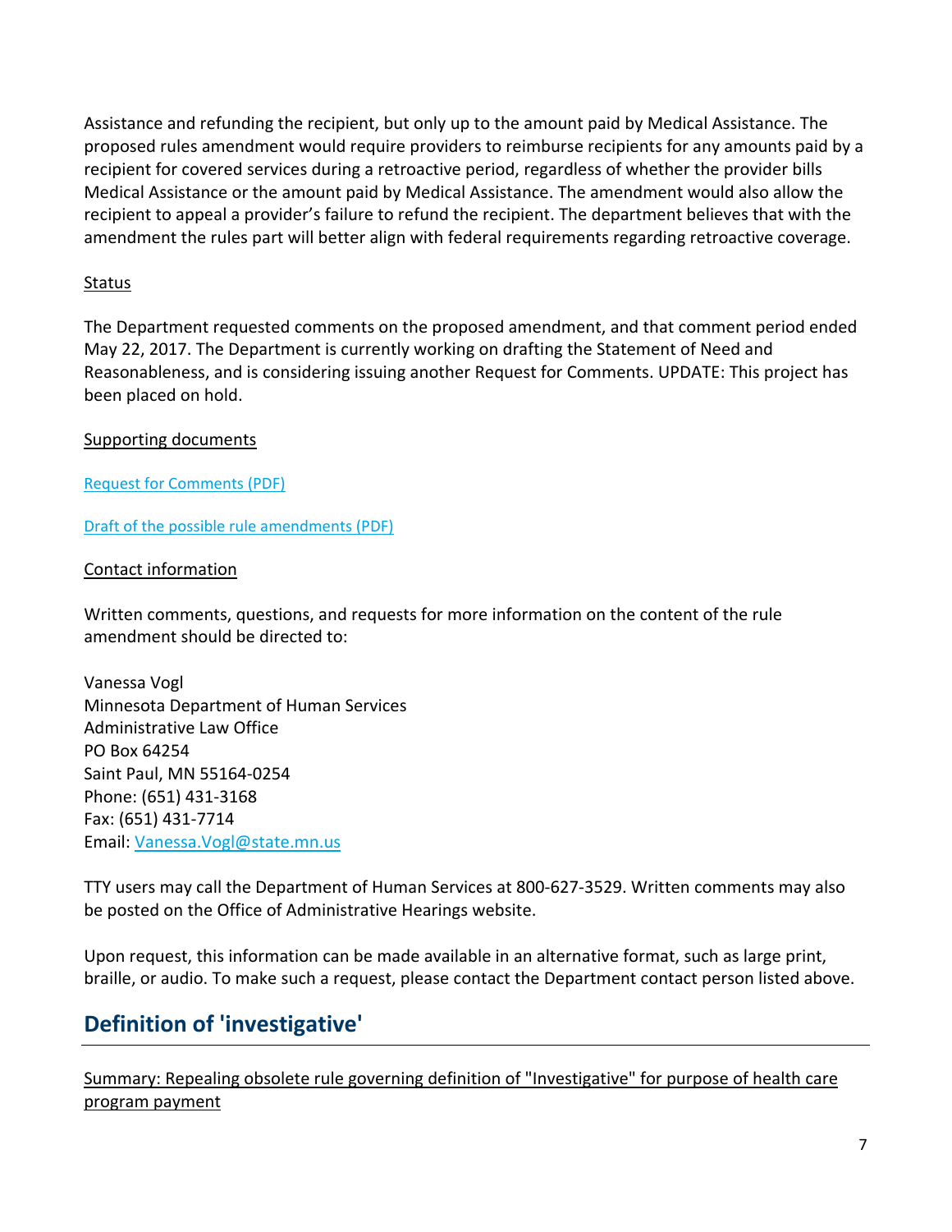Assistance and refunding the recipient, but only up to the amount paid by Medical Assistance. The proposed rules amendment would require providers to reimburse recipients for any amounts paid by a recipient for covered services during a retroactive period, regardless of whether the provider bills Medical Assistance or the amount paid by Medical Assistance. The amendment would also allow the recipient to appeal a provider's failure to refund the recipient. The department believes that with the amendment the rules part will better align with federal requirements regarding retroactive coverage.

Status

The Department requested comments on the proposed amendment, and that comment period ended May 22, 2017. The Department is currently working on drafting the Statement of Need and Reasonableness, and is considering issuing another Request for Comments. UPDATE: This project has been placed on hold.

Supporting documents

Request for Comments (PDF)

Draft of the possible rule amendments (PDF)

Contact information

Written comments, questions, and requests for more information on the content of the rule amendment should be directed to:

Vanessa Vogl
Minnesota Department of Human Services
Administrative Law Office
PO Box 64254
Saint Paul, MN 55164-0254
Phone: (651) 431-3168
Fax: (651) 431-7714
Email: Vanessa.Vogl@state.mn.us

TTY users may call the Department of Human Services at 800-627-3529. Written comments may also be posted on the Office of Administrative Hearings website.

Upon request, this information can be made available in an alternative format, such as large print, braille, or audio. To make such a request, please contact the Department contact person listed above.

## Definition of 'investigative'

Summary: Repealing obsolete rule governing definition of "Investigative" for purpose of health care program payment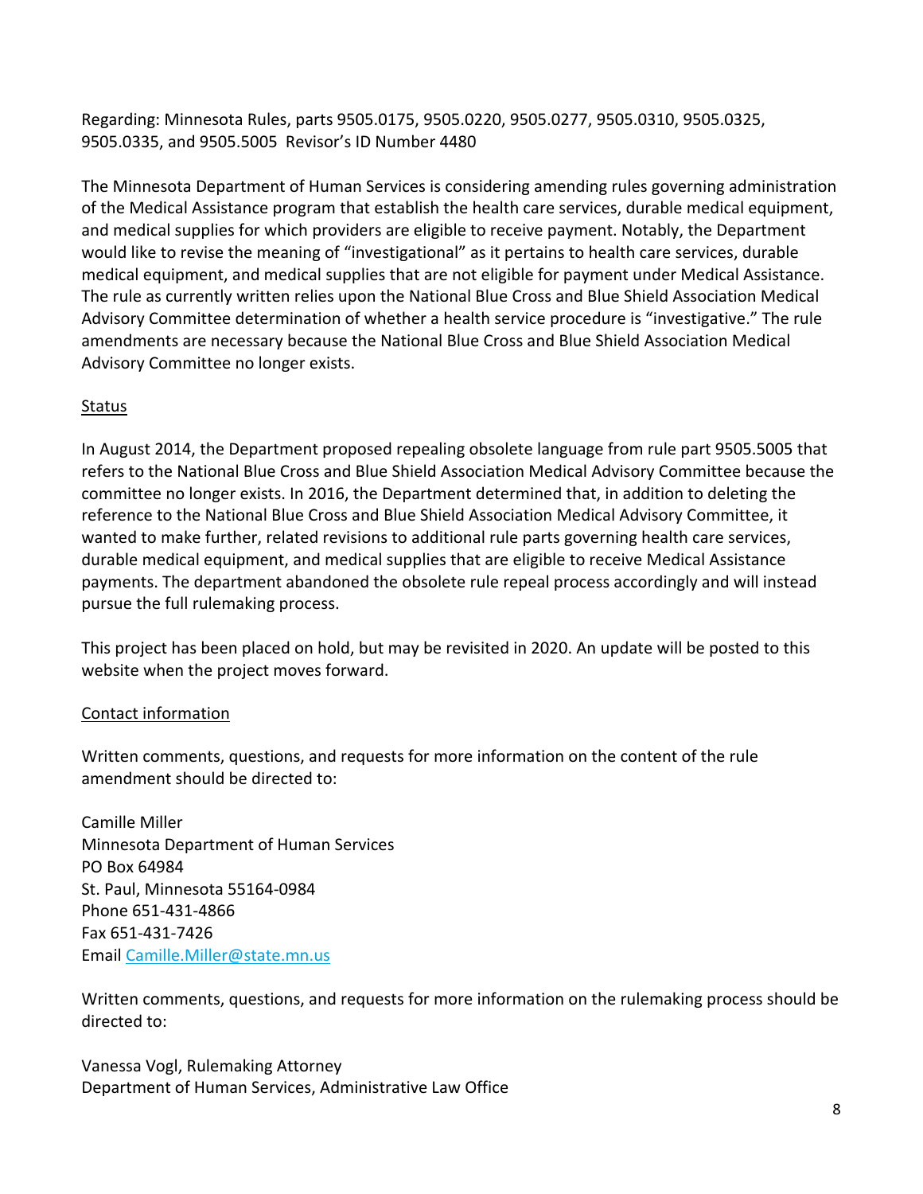Regarding: Minnesota Rules, parts 9505.0175, 9505.0220, 9505.0277, 9505.0310, 9505.0325, 9505.0335, and 9505.5005 Revisor's ID Number 4480

The Minnesota Department of Human Services is considering amending rules governing administration of the Medical Assistance program that establish the health care services, durable medical equipment, and medical supplies for which providers are eligible to receive payment. Notably, the Department would like to revise the meaning of "investigational" as it pertains to health care services, durable medical equipment, and medical supplies that are not eligible for payment under Medical Assistance. The rule as currently written relies upon the National Blue Cross and Blue Shield Association Medical Advisory Committee determination of whether a health service procedure is "investigative." The rule amendments are necessary because the National Blue Cross and Blue Shield Association Medical Advisory Committee no longer exists.

## Status

In August 2014, the Department proposed repealing obsolete language from rule part 9505.5005 that refers to the National Blue Cross and Blue Shield Association Medical Advisory Committee because the committee no longer exists. In 2016, the Department determined that, in addition to deleting the reference to the National Blue Cross and Blue Shield Association Medical Advisory Committee, it wanted to make further, related revisions to additional rule parts governing health care services, durable medical equipment, and medical supplies that are eligible to receive Medical Assistance payments. The department abandoned the obsolete rule repeal process accordingly and will instead pursue the full rulemaking process.

This project has been placed on hold, but may be revisited in 2020. An update will be posted to this website when the project moves forward.

## Contact information

Written comments, questions, and requests for more information on the content of the rule amendment should be directed to:

Camille Miller
Minnesota Department of Human Services
PO Box 64984
St. Paul, Minnesota 55164-0984
Phone 651-431-4866
Fax 651-431-7426
Email Camille.Miller@state.mn.us

Written comments, questions, and requests for more information on the rulemaking process should be directed to:

Vanessa Vogl, Rulemaking Attorney
Department of Human Services, Administrative Law Office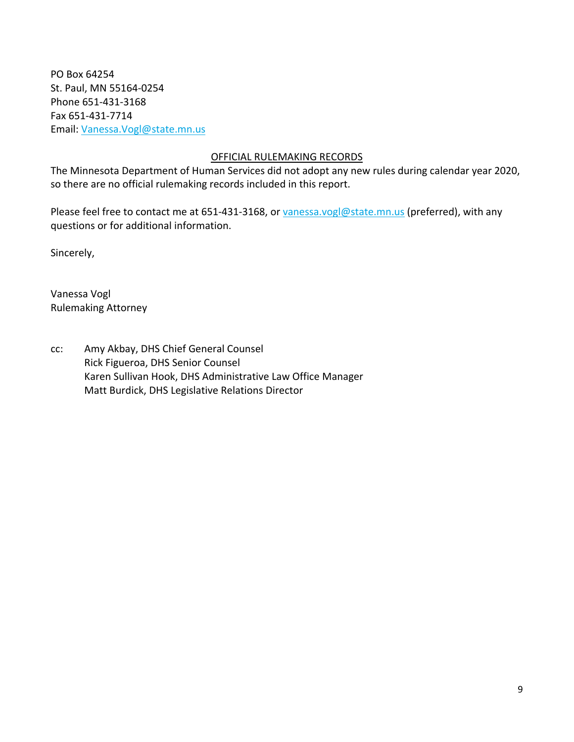PO Box 64254
St. Paul, MN 55164-0254
Phone 651-431-3168
Fax 651-431-7714
Email: Vanessa.Vogl@state.mn.us

## OFFICIAL RULEMAKING RECORDS

The Minnesota Department of Human Services did not adopt any new rules during calendar year 2020, so there are no official rulemaking records included in this report.

Please feel free to contact me at 651-431-3168, or vanessa.vogl@state.mn.us (preferred), with any questions or for additional information.

Sincerely,

Vanessa Vogl
Rulemaking Attorney

cc: Amy Akbay, DHS Chief General Counsel
Rick Figueroa, DHS Senior Counsel
Karen Sullivan Hook, DHS Administrative Law Office Manager
Matt Burdick, DHS Legislative Relations Director